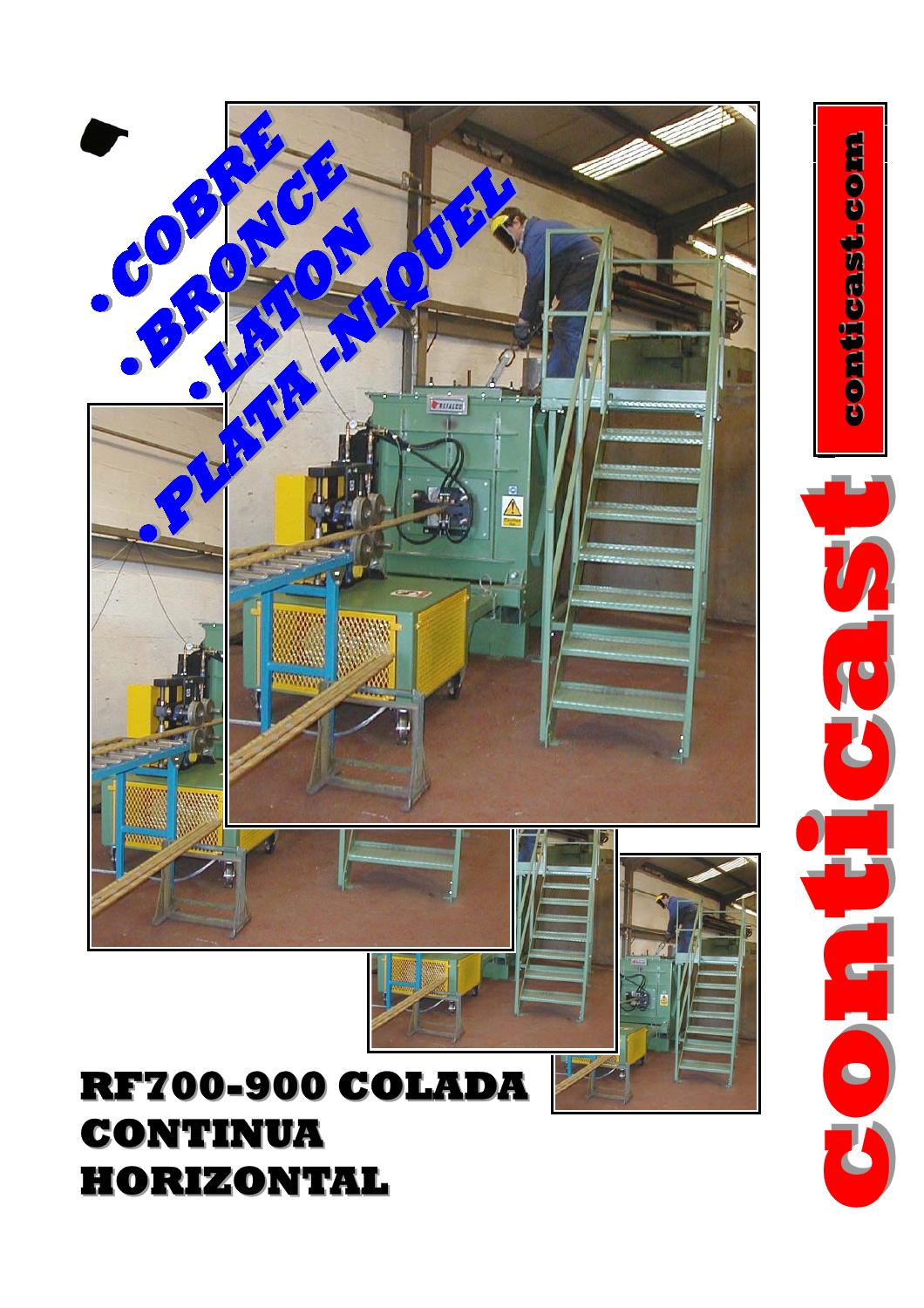- COBRE
- BRONCE
- LATON
- PLATA -NIQUEL

# RF700-900 COLADA CONTINUA HORIZONTAL

conticast

conticast.com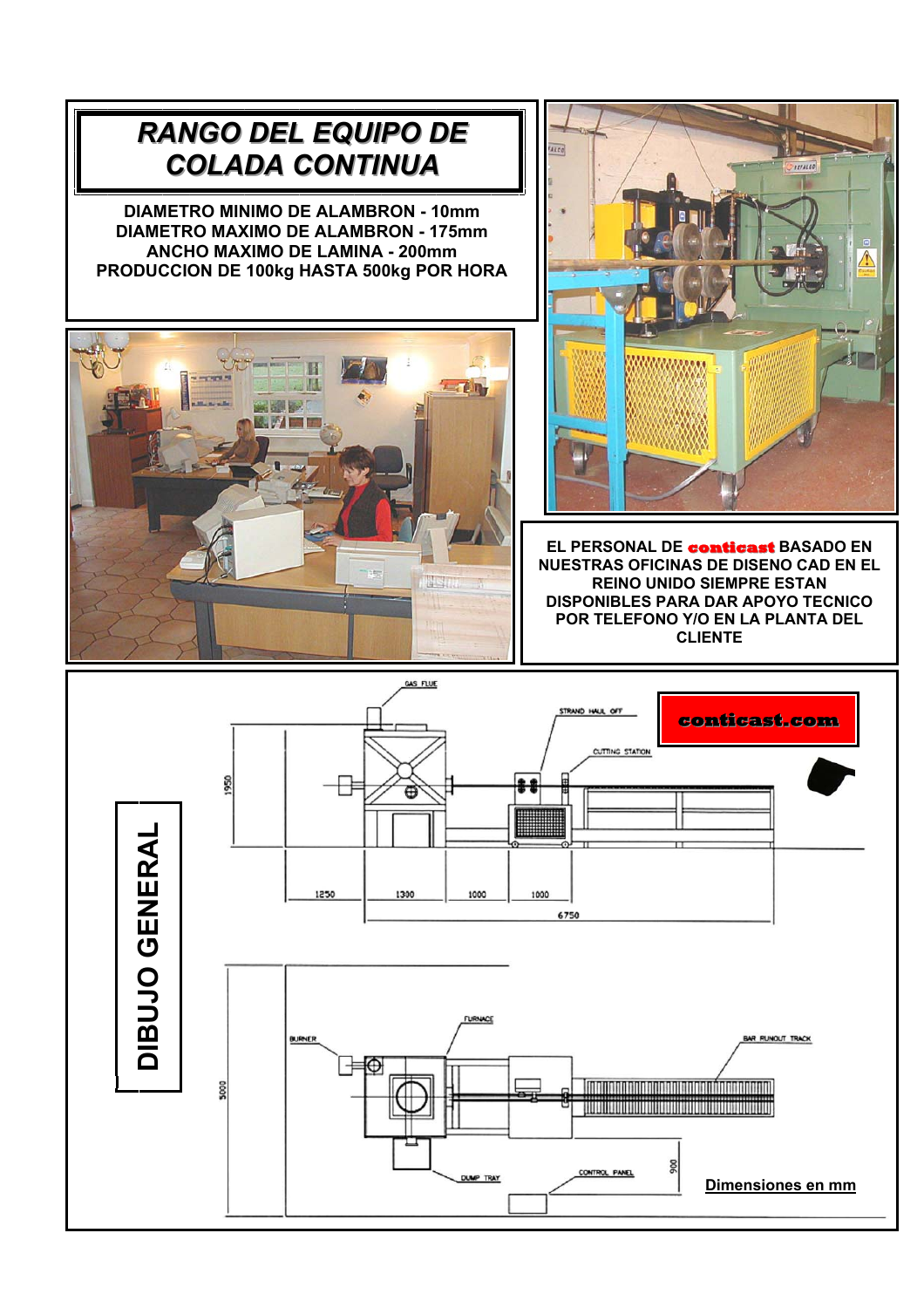# RANGO DEL EQUIPO DE COLADA CONTINUA

**DIAMETRO MINIMO DE ALAMBRON - 10mm**
**DIAMETRO MAXIMO DE ALAMBRON - 175mm**
**ANCHO MAXIMO DE LAMINA - 200mm**
**PRODUCCION DE 100kg HASTA 500kg POR HORA**

**EL PERSONAL DE conticast BASADO EN NUESTRAS OFICINAS DE DISENO CAD EN EL REINO UNIDO SIEMPRE ESTAN DISPONIBLES PARA DAR APOYO TECNICO POR TELEFONO Y/O EN LA PLANTA DEL CLIENTE**

## DIBUJO GENERAL

**conticast.com**

GAS FLUE
STRAND HAUL OFF
CUTTING STATION
1950
1250 | 1300 | 1000 | 1000
6750

FURNACE
BURNER
BAR RUNOUT TRACK
5000
DUMP TRAY
CONTROL PANEL
900

**Dimensiones en mm**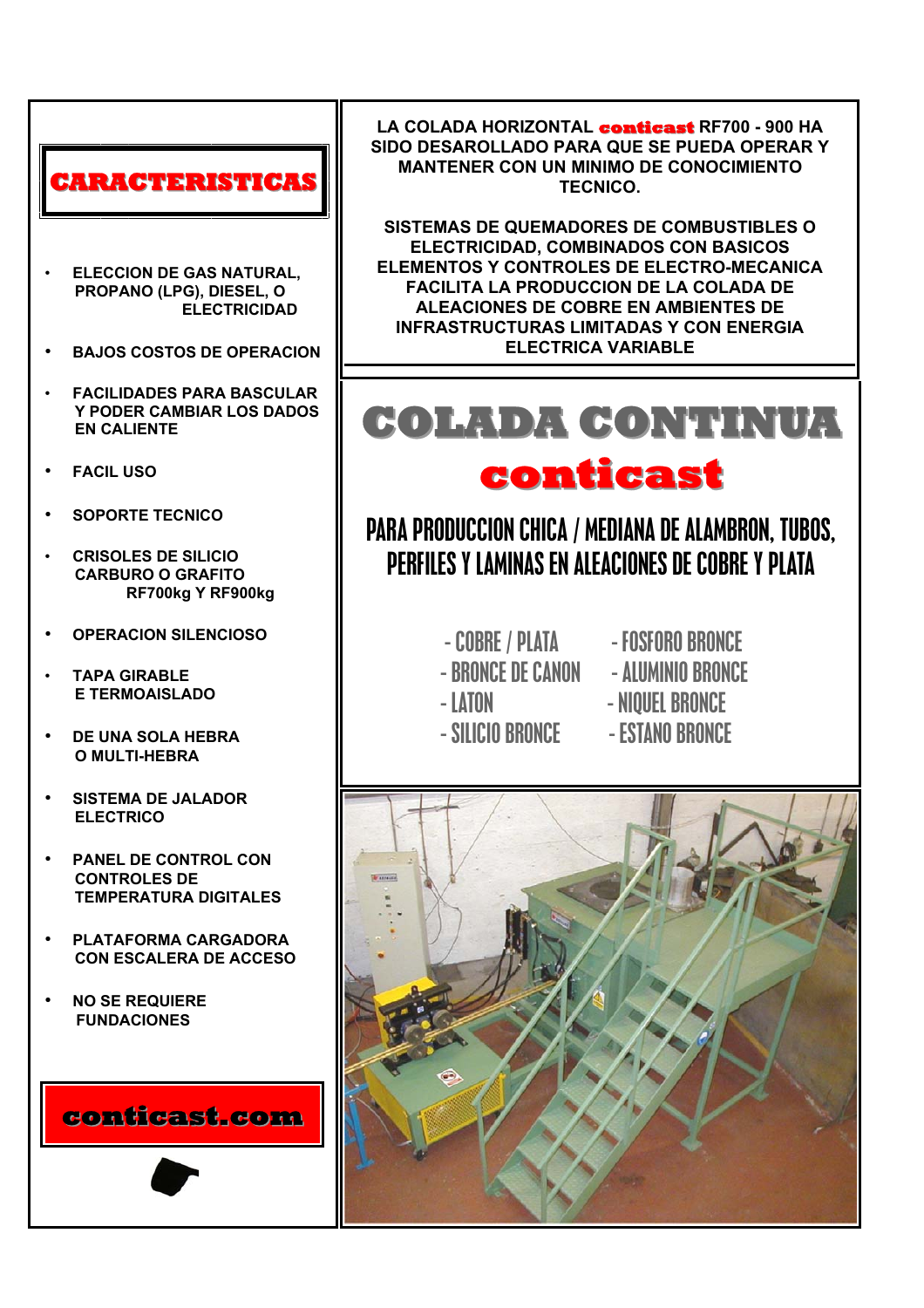## CARACTERISTICAS

- ELECCION DE GAS NATURAL, PROPANO (LPG), DIESEL, O ELECTRICIDAD
- BAJOS COSTOS DE OPERACION
- FACILIDADES PARA BASCULAR Y PODER CAMBIAR LOS DADOS EN CALIENTE
- FACIL USO
- SOPORTE TECNICO
- CRISOLES DE SILICIO CARBURO O GRAFITO RF700kg Y RF900kg
- OPERACION SILENCIOSO
- TAPA GIRABLE E TERMOAISLADO
- DE UNA SOLA HEBRA O MULTI-HEBRA
- SISTEMA DE JALADOR ELECTRICO
- PANEL DE CONTROL CON CONTROLES DE TEMPERATURA DIGITALES
- PLATAFORMA CARGADORA CON ESCALERA DE ACCESO
- NO SE REQUIERE FUNDACIONES

**conticast.com**

**LA COLADA HORIZONTAL conticast RF700 - 900 HA SIDO DESAROLLADO PARA QUE SE PUEDA OPERAR Y MANTENER CON UN MINIMO DE CONOCIMIENTO TECNICO.**

**SISTEMAS DE QUEMADORES DE COMBUSTIBLES O ELECTRICIDAD, COMBINADOS CON BASICOS ELEMENTOS Y CONTROLES DE ELECTRO-MECANICA FACILITA LA PRODUCCION DE LA COLADA DE ALEACIONES DE COBRE EN AMBIENTES DE INFRASTRUCTURAS LIMITADAS Y CON ENERGIA ELECTRICA VARIABLE**

# COLADA CONTINUA

# conticast

## PARA PRODUCCION CHICA / MEDIANA DE ALAMBRON, TUBOS, PERFILES Y LAMINAS EN ALEACIONES DE COBRE Y PLATA

- COBRE / PLATA
- BRONCE DE CANON
- LATON
- SILICIO BRONCE
- FOSFORO BRONCE
- ALUMINIO BRONCE
- NIQUEL BRONCE
- ESTANO BRONCE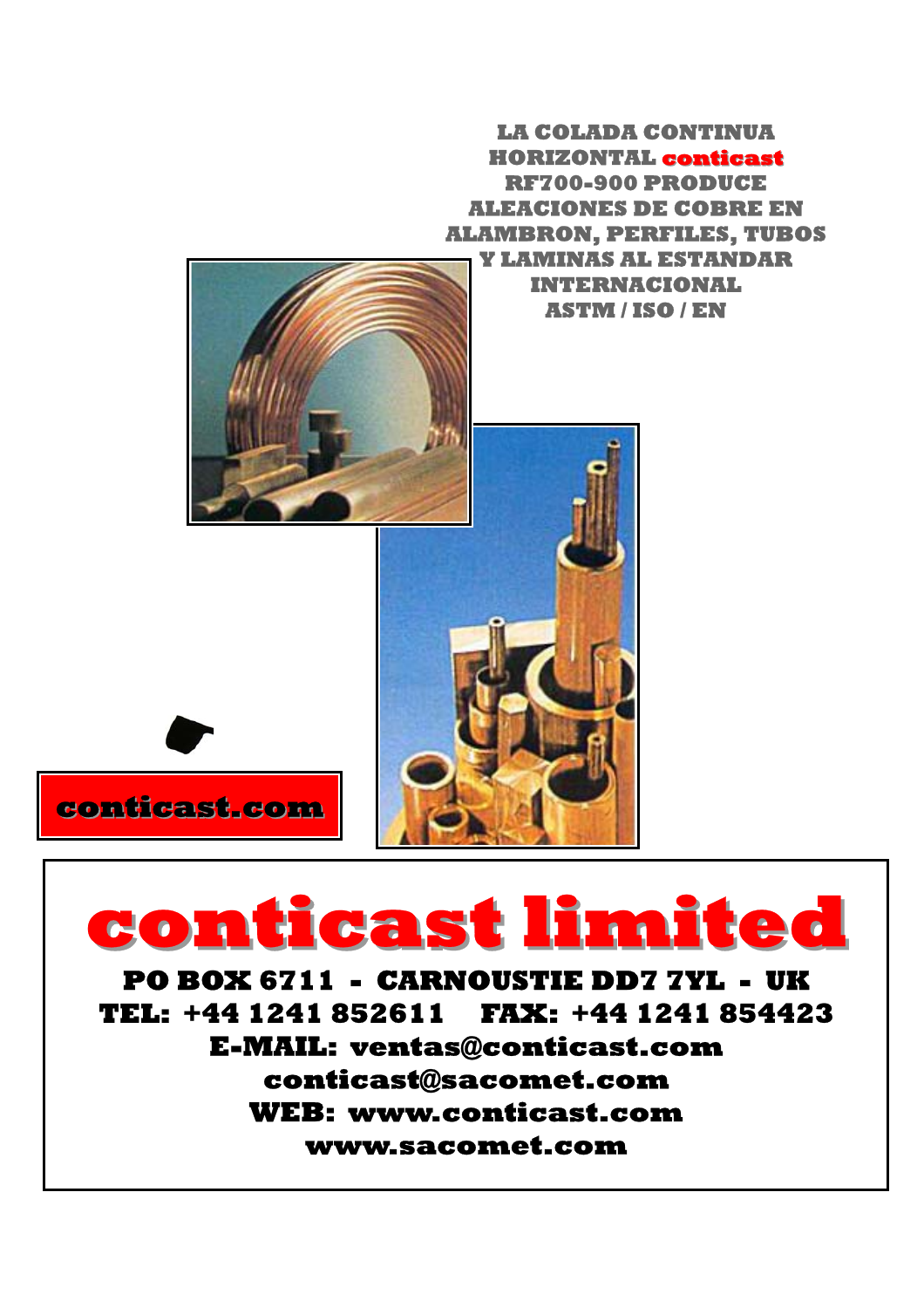**LA COLADA CONTINUA HORIZONTAL conticast RF700-900 PRODUCE ALEACIONES DE COBRE EN ALAMBRON, PERFILES, TUBOS Y LAMINAS AL ESTANDAR INTERNACIONAL ASTM / ISO / EN**

**conticast.com**

# conticast limited

**PO BOX 6711 - CARNOUSTIE DD7 7YL - UK**

**TEL: +44 1241 852611 FAX: +44 1241 854423**

**E-MAIL: ventas@conticast.com**

**conticast@sacomet.com**

**WEB: www.conticast.com**

**www.sacomet.com**